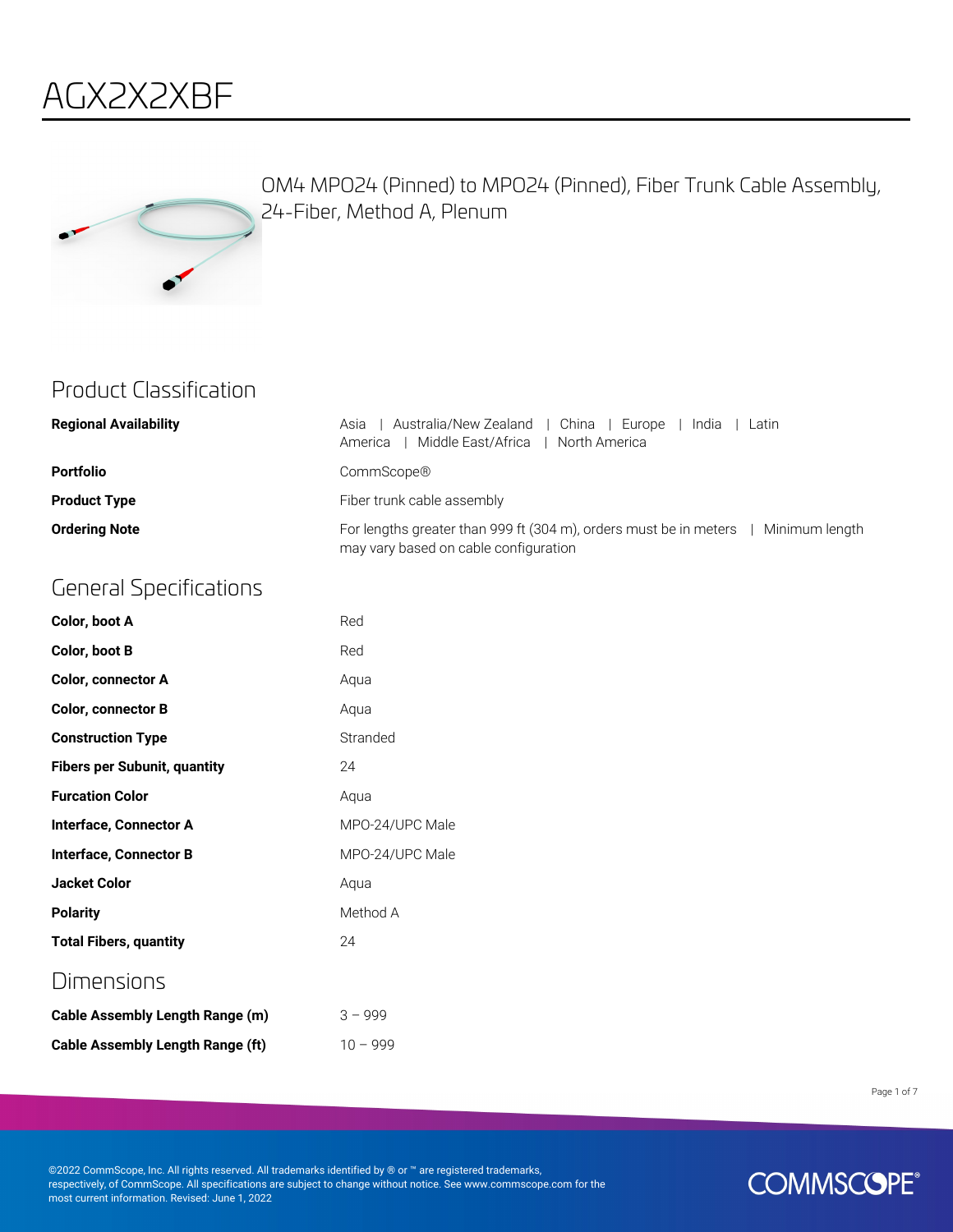# AGX2X2XBF

OM4 MPO24 (Pinned) to MPO24 (Pinned), Fiber Trunk Cable Assembly, 24-Fiber, Method A, Plenum

## Product Classification

| | |
|---|---|
| **Regional Availability** | Asia \| Australia/New Zealand \| China \| Europe \| India \| Latin America \| Middle East/Africa \| North America |
| **Portfolio** | CommScope® |
| **Product Type** | Fiber trunk cable assembly |
| **Ordering Note** | For lengths greater than 999 ft (304 m), orders must be in meters \| Minimum length may vary based on cable configuration |

## General Specifications

| | |
|---|---|
| **Color, boot A** | Red |
| **Color, boot B** | Red |
| **Color, connector A** | Aqua |
| **Color, connector B** | Aqua |
| **Construction Type** | Stranded |
| **Fibers per Subunit, quantity** | 24 |
| **Furcation Color** | Aqua |
| **Interface, Connector A** | MPO-24/UPC Male |
| **Interface, Connector B** | MPO-24/UPC Male |
| **Jacket Color** | Aqua |
| **Polarity** | Method A |
| **Total Fibers, quantity** | 24 |

## Dimensions

| | |
|---|---|
| **Cable Assembly Length Range (m)** | 3 – 999 |
| **Cable Assembly Length Range (ft)** | 10 – 999 |

©2022 CommScope, Inc. All rights reserved. All trademarks identified by ® or ™ are registered trademarks, respectively, of CommScope. All specifications are subject to change without notice. See www.commscope.com for the most current information. Revised: June 1, 2022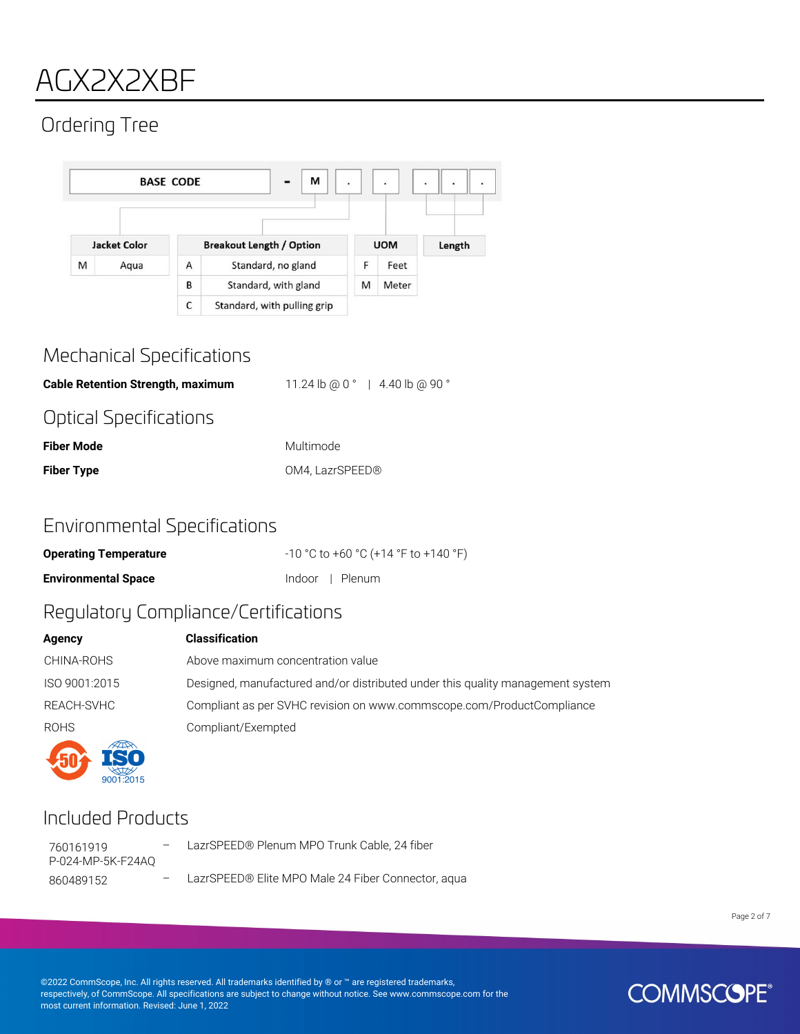# AGX2X2XBF

## Ordering Tree

BASE CODE - M . . . . .

| Jacket Color | |
|---|---|
| M | Aqua |

| Breakout Length / Option | |
|---|---|
| A | Standard, no gland |
| B | Standard, with gland |
| C | Standard, with pulling grip |

| UOM | |
|---|---|
| F | Feet |
| M | Meter |

| Length |
|---|

## Mechanical Specifications

| | |
|---|---|
| **Cable Retention Strength, maximum** | 11.24 lb @ 0 ° \| 4.40 lb @ 90 ° |

## Optical Specifications

| | |
|---|---|
| **Fiber Mode** | Multimode |
| **Fiber Type** | OM4, LazrSPEED® |

## Environmental Specifications

| | |
|---|---|
| **Operating Temperature** | -10 °C to +60 °C (+14 °F to +140 °F) |
| **Environmental Space** | Indoor \| Plenum |

## Regulatory Compliance/Certifications

| Agency | Classification |
|---|---|
| CHINA-ROHS | Above maximum concentration value |
| ISO 9001:2015 | Designed, manufactured and/or distributed under this quality management system |
| REACH-SVHC | Compliant as per SVHC revision on www.commscope.com/ProductCompliance |
| ROHS | Compliant/Exempted |

## Included Products

| | | |
|---|---|---|
| 760161919 P-024-MP-5K-F24AQ | – | LazrSPEED® Plenum MPO Trunk Cable, 24 fiber |
| 860489152 | – | LazrSPEED® Elite MPO Male 24 Fiber Connector, aqua |

©2022 CommScope, Inc. All rights reserved. All trademarks identified by ® or ™ are registered trademarks, respectively, of CommScope. All specifications are subject to change without notice. See www.commscope.com for the most current information. Revised: June 1, 2022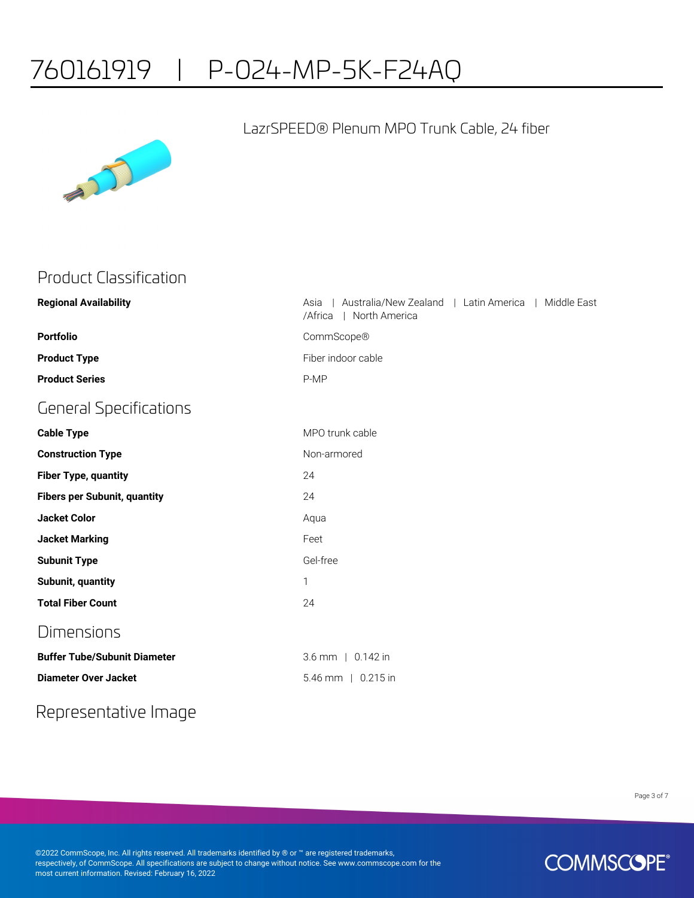# 760161919 | P-024-MP-5K-F24AQ

LazrSPEED® Plenum MPO Trunk Cable, 24 fiber

## Product Classification

| | |
|---|---|
| **Regional Availability** | Asia \| Australia/New Zealand \| Latin America \| Middle East /Africa \| North America |
| **Portfolio** | CommScope® |
| **Product Type** | Fiber indoor cable |
| **Product Series** | P-MP |

## General Specifications

| | |
|---|---|
| **Cable Type** | MPO trunk cable |
| **Construction Type** | Non-armored |
| **Fiber Type, quantity** | 24 |
| **Fibers per Subunit, quantity** | 24 |
| **Jacket Color** | Aqua |
| **Jacket Marking** | Feet |
| **Subunit Type** | Gel-free |
| **Subunit, quantity** | 1 |
| **Total Fiber Count** | 24 |

## Dimensions

| | |
|---|---|
| **Buffer Tube/Subunit Diameter** | 3.6 mm \| 0.142 in |
| **Diameter Over Jacket** | 5.46 mm \| 0.215 in |

## Representative Image

©2022 CommScope, Inc. All rights reserved. All trademarks identified by ® or ™ are registered trademarks, respectively, of CommScope. All specifications are subject to change without notice. See www.commscope.com for the most current information. Revised: February 16, 2022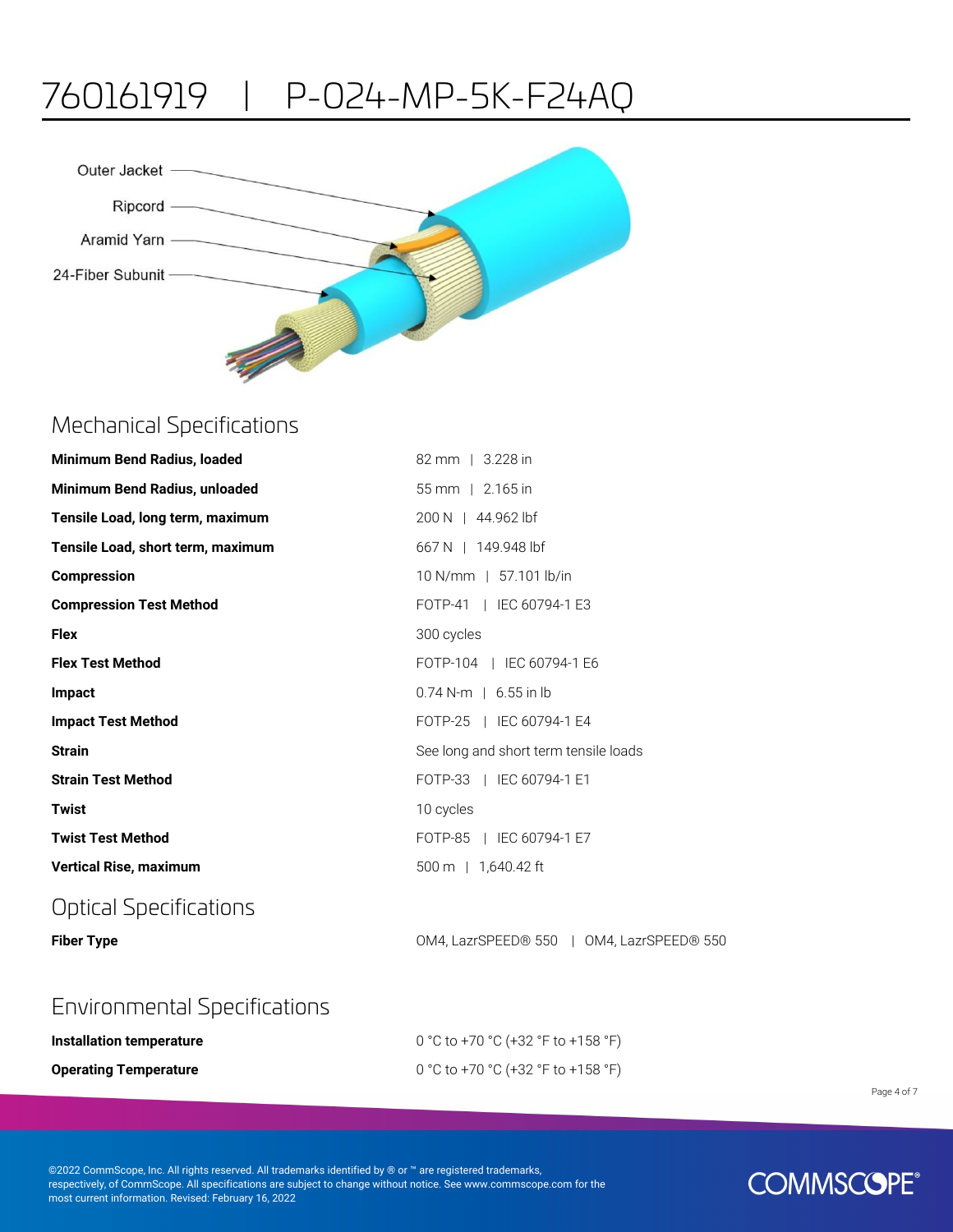# 760161919 | P-024-MP-5K-F24AQ

Outer Jacket

Ripcord

Aramid Yarn

24-Fiber Subunit

## Mechanical Specifications

| | |
|---|---|
| **Minimum Bend Radius, loaded** | 82 mm \| 3.228 in |
| **Minimum Bend Radius, unloaded** | 55 mm \| 2.165 in |
| **Tensile Load, long term, maximum** | 200 N \| 44.962 lbf |
| **Tensile Load, short term, maximum** | 667 N \| 149.948 lbf |
| **Compression** | 10 N/mm \| 57.101 lb/in |
| **Compression Test Method** | FOTP-41 \| IEC 60794-1 E3 |
| **Flex** | 300 cycles |
| **Flex Test Method** | FOTP-104 \| IEC 60794-1 E6 |
| **Impact** | 0.74 N-m \| 6.55 in lb |
| **Impact Test Method** | FOTP-25 \| IEC 60794-1 E4 |
| **Strain** | See long and short term tensile loads |
| **Strain Test Method** | FOTP-33 \| IEC 60794-1 E1 |
| **Twist** | 10 cycles |
| **Twist Test Method** | FOTP-85 \| IEC 60794-1 E7 |
| **Vertical Rise, maximum** | 500 m \| 1,640.42 ft |

## Optical Specifications

| | |
|---|---|
| **Fiber Type** | OM4, LazrSPEED® 550 \| OM4, LazrSPEED® 550 |

## Environmental Specifications

| | |
|---|---|
| **Installation temperature** | 0 °C to +70 °C (+32 °F to +158 °F) |
| **Operating Temperature** | 0 °C to +70 °C (+32 °F to +158 °F) |

©2022 CommScope, Inc. All rights reserved. All trademarks identified by ® or ™ are registered trademarks, respectively, of CommScope. All specifications are subject to change without notice. See www.commscope.com for the most current information. Revised: February 16, 2022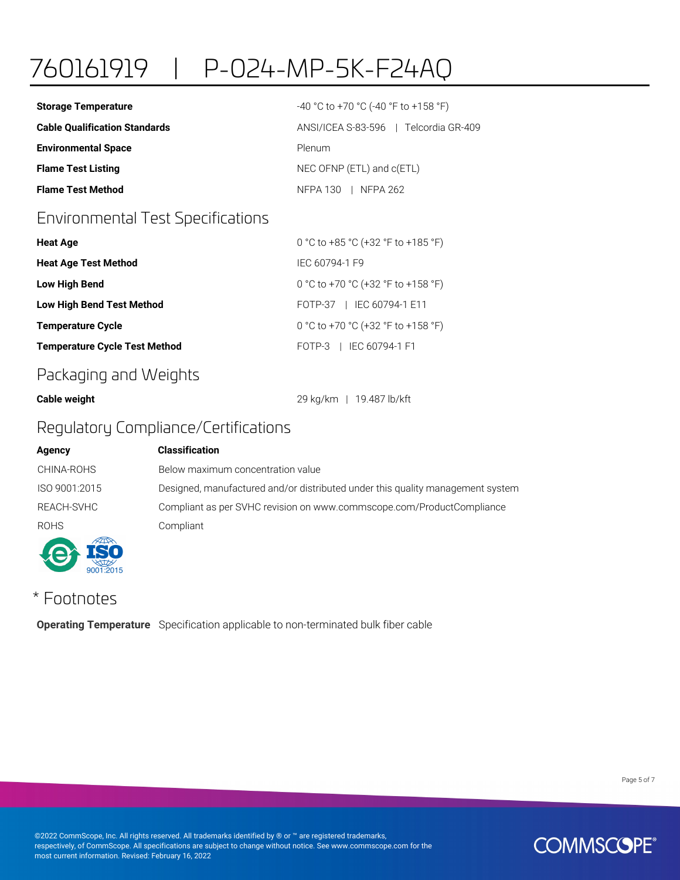# 760161919 | P-024-MP-5K-F24AQ

| | |
|---|---|
| **Storage Temperature** | -40 °C to +70 °C (-40 °F to +158 °F) |
| **Cable Qualification Standards** | ANSI/ICEA S-83-596 \| Telcordia GR-409 |
| **Environmental Space** | Plenum |
| **Flame Test Listing** | NEC OFNP (ETL) and c(ETL) |
| **Flame Test Method** | NFPA 130 \| NFPA 262 |

## Environmental Test Specifications

| | |
|---|---|
| **Heat Age** | 0 °C to +85 °C (+32 °F to +185 °F) |
| **Heat Age Test Method** | IEC 60794-1 F9 |
| **Low High Bend** | 0 °C to +70 °C (+32 °F to +158 °F) |
| **Low High Bend Test Method** | FOTP-37 \| IEC 60794-1 E11 |
| **Temperature Cycle** | 0 °C to +70 °C (+32 °F to +158 °F) |
| **Temperature Cycle Test Method** | FOTP-3 \| IEC 60794-1 F1 |

## Packaging and Weights

| | |
|---|---|
| **Cable weight** | 29 kg/km \| 19.487 lb/kft |

## Regulatory Compliance/Certifications

| **Agency** | **Classification** |
|---|---|
| CHINA-ROHS | Below maximum concentration value |
| ISO 9001:2015 | Designed, manufactured and/or distributed under this quality management system |
| REACH-SVHC | Compliant as per SVHC revision on www.commscope.com/ProductCompliance |
| ROHS | Compliant |

## * Footnotes

**Operating Temperature** Specification applicable to non-terminated bulk fiber cable

©2022 CommScope, Inc. All rights reserved. All trademarks identified by ® or ™ are registered trademarks, respectively, of CommScope. All specifications are subject to change without notice. See www.commscope.com for the most current information. Revised: February 16, 2022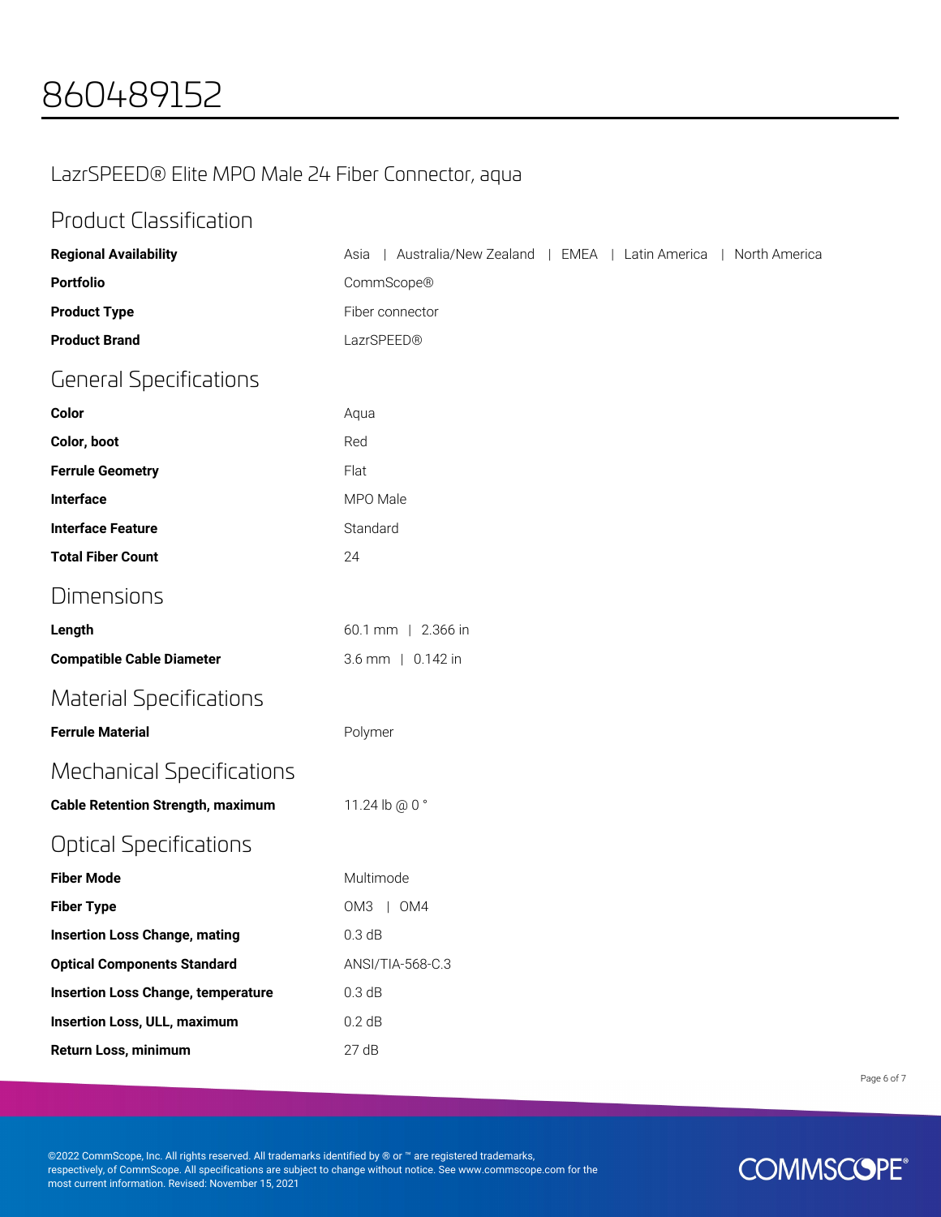# 860489152

## LazrSPEED® Elite MPO Male 24 Fiber Connector, aqua

## Product Classification

| | |
|---|---|
| **Regional Availability** | Asia \| Australia/New Zealand \| EMEA \| Latin America \| North America |
| **Portfolio** | CommScope® |
| **Product Type** | Fiber connector |
| **Product Brand** | LazrSPEED® |

## General Specifications

| | |
|---|---|
| **Color** | Aqua |
| **Color, boot** | Red |
| **Ferrule Geometry** | Flat |
| **Interface** | MPO Male |
| **Interface Feature** | Standard |
| **Total Fiber Count** | 24 |

## Dimensions

| | |
|---|---|
| **Length** | 60.1 mm \| 2.366 in |
| **Compatible Cable Diameter** | 3.6 mm \| 0.142 in |

## Material Specifications

| | |
|---|---|
| **Ferrule Material** | Polymer |

## Mechanical Specifications

| | |
|---|---|
| **Cable Retention Strength, maximum** | 11.24 lb @ 0 ° |

## Optical Specifications

| | |
|---|---|
| **Fiber Mode** | Multimode |
| **Fiber Type** | OM3 \| OM4 |
| **Insertion Loss Change, mating** | 0.3 dB |
| **Optical Components Standard** | ANSI/TIA-568-C.3 |
| **Insertion Loss Change, temperature** | 0.3 dB |
| **Insertion Loss, ULL, maximum** | 0.2 dB |
| **Return Loss, minimum** | 27 dB |

©2022 CommScope, Inc. All rights reserved. All trademarks identified by ® or ™ are registered trademarks, respectively, of CommScope. All specifications are subject to change without notice. See www.commscope.com for the most current information. Revised: November 15, 2021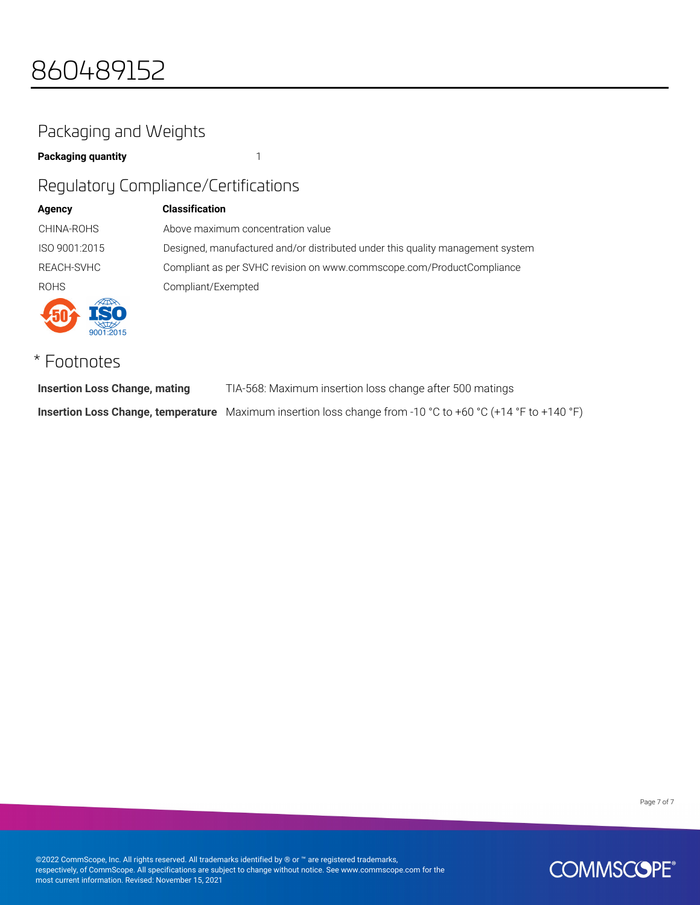# 860489152

## Packaging and Weights

| | |
|---|---|
| **Packaging quantity** | 1 |

## Regulatory Compliance/Certifications

| **Agency** | **Classification** |
|---|---|
| CHINA-ROHS | Above maximum concentration value |
| ISO 9001:2015 | Designed, manufactured and/or distributed under this quality management system |
| REACH-SVHC | Compliant as per SVHC revision on www.commscope.com/ProductCompliance |
| ROHS | Compliant/Exempted |

## * Footnotes

| | |
|---|---|
| **Insertion Loss Change, mating** | TIA-568: Maximum insertion loss change after 500 matings |
| **Insertion Loss Change, temperature** | Maximum insertion loss change from -10 °C to +60 °C (+14 °F to +140 °F) |

©2022 CommScope, Inc. All rights reserved. All trademarks identified by ® or ™ are registered trademarks, respectively, of CommScope. All specifications are subject to change without notice. See www.commscope.com for the most current information. Revised: November 15, 2021